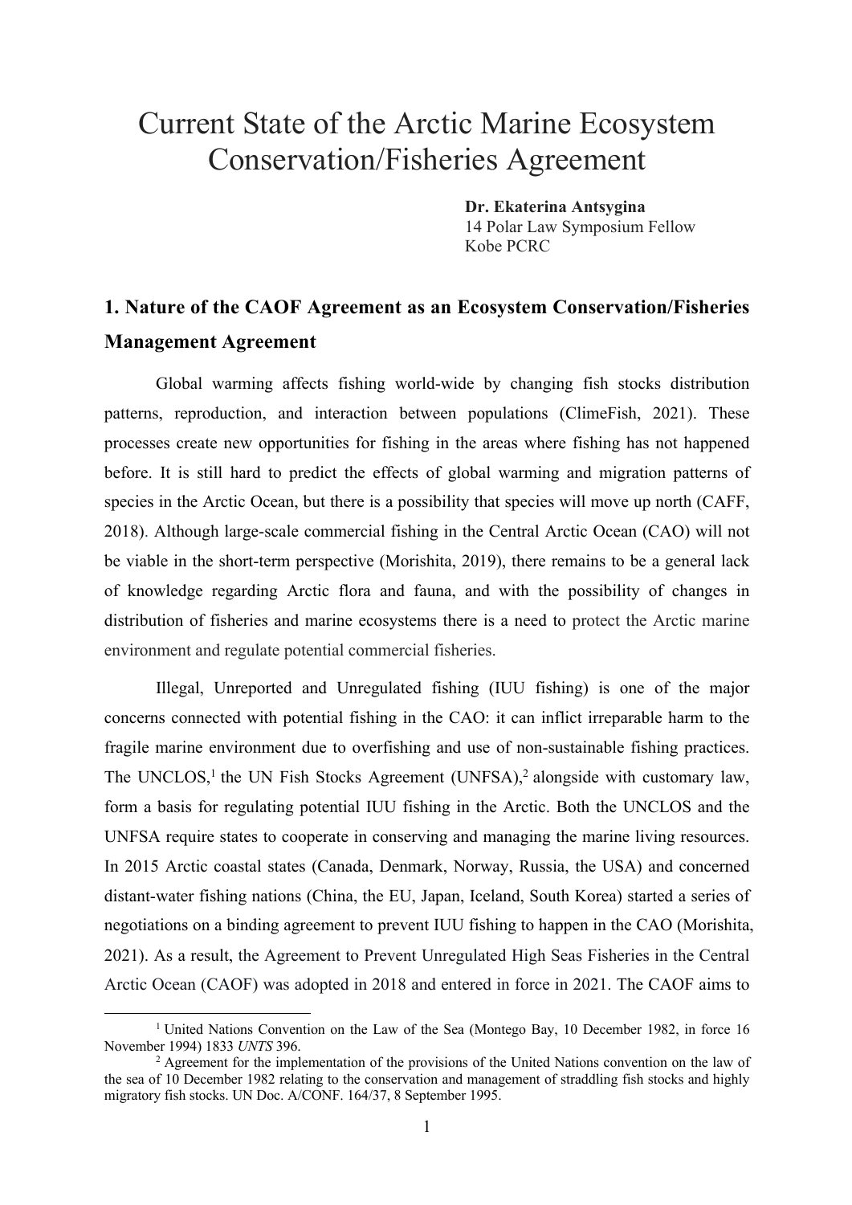# Current State of the Arctic Marine Ecosystem Conservation/Fisheries Agreement

**Dr. Ekaterina Antsygina**
14 Polar Law Symposium Fellow
Kobe PCRC

## 1. Nature of the CAOF Agreement as an Ecosystem Conservation/Fisheries Management Agreement

Global warming affects fishing world-wide by changing fish stocks distribution patterns, reproduction, and interaction between populations (ClimeFish, 2021). These processes create new opportunities for fishing in the areas where fishing has not happened before. It is still hard to predict the effects of global warming and migration patterns of species in the Arctic Ocean, but there is a possibility that species will move up north (CAFF, 2018). Although large-scale commercial fishing in the Central Arctic Ocean (CAO) will not be viable in the short-term perspective (Morishita, 2019), there remains to be a general lack of knowledge regarding Arctic flora and fauna, and with the possibility of changes in distribution of fisheries and marine ecosystems there is a need to protect the Arctic marine environment and regulate potential commercial fisheries.

Illegal, Unreported and Unregulated fishing (IUU fishing) is one of the major concerns connected with potential fishing in the CAO: it can inflict irreparable harm to the fragile marine environment due to overfishing and use of non-sustainable fishing practices. The UNCLOS,[1] the UN Fish Stocks Agreement (UNFSA),[2] alongside with customary law, form a basis for regulating potential IUU fishing in the Arctic. Both the UNCLOS and the UNFSA require states to cooperate in conserving and managing the marine living resources. In 2015 Arctic coastal states (Canada, Denmark, Norway, Russia, the USA) and concerned distant-water fishing nations (China, the EU, Japan, Iceland, South Korea) started a series of negotiations on a binding agreement to prevent IUU fishing to happen in the CAO (Morishita, 2021). As a result, the Agreement to Prevent Unregulated High Seas Fisheries in the Central Arctic Ocean (CAOF) was adopted in 2018 and entered in force in 2021. The CAOF aims to

[1] United Nations Convention on the Law of the Sea (Montego Bay, 10 December 1982, in force 16 November 1994) 1833 *UNTS* 396.

[2] Agreement for the implementation of the provisions of the United Nations convention on the law of the sea of 10 December 1982 relating to the conservation and management of straddling fish stocks and highly migratory fish stocks. UN Doc. A/CONF. 164/37, 8 September 1995.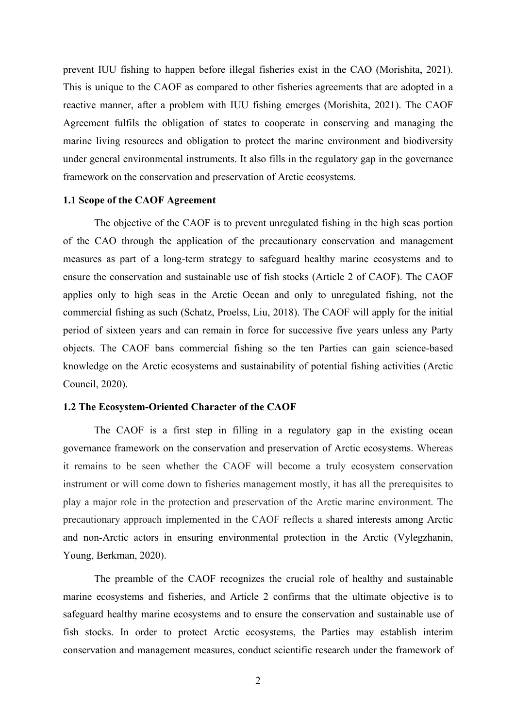prevent IUU fishing to happen before illegal fisheries exist in the CAO (Morishita, 2021). This is unique to the CAOF as compared to other fisheries agreements that are adopted in a reactive manner, after a problem with IUU fishing emerges (Morishita, 2021). The CAOF Agreement fulfils the obligation of states to cooperate in conserving and managing the marine living resources and obligation to protect the marine environment and biodiversity under general environmental instruments. It also fills in the regulatory gap in the governance framework on the conservation and preservation of Arctic ecosystems.

### 1.1 Scope of the CAOF Agreement

The objective of the CAOF is to prevent unregulated fishing in the high seas portion of the CAO through the application of the precautionary conservation and management measures as part of a long-term strategy to safeguard healthy marine ecosystems and to ensure the conservation and sustainable use of fish stocks (Article 2 of CAOF). The CAOF applies only to high seas in the Arctic Ocean and only to unregulated fishing, not the commercial fishing as such (Schatz, Proelss, Liu, 2018). The CAOF will apply for the initial period of sixteen years and can remain in force for successive five years unless any Party objects. The CAOF bans commercial fishing so the ten Parties can gain science-based knowledge on the Arctic ecosystems and sustainability of potential fishing activities (Arctic Council, 2020).

### 1.2 The Ecosystem-Oriented Character of the CAOF

The CAOF is a first step in filling in a regulatory gap in the existing ocean governance framework on the conservation and preservation of Arctic ecosystems. Whereas it remains to be seen whether the CAOF will become a truly ecosystem conservation instrument or will come down to fisheries management mostly, it has all the prerequisites to play a major role in the protection and preservation of the Arctic marine environment. The precautionary approach implemented in the CAOF reflects a shared interests among Arctic and non-Arctic actors in ensuring environmental protection in the Arctic (Vylegzhanin, Young, Berkman, 2020).

The preamble of the CAOF recognizes the crucial role of healthy and sustainable marine ecosystems and fisheries, and Article 2 confirms that the ultimate objective is to safeguard healthy marine ecosystems and to ensure the conservation and sustainable use of fish stocks. In order to protect Arctic ecosystems, the Parties may establish interim conservation and management measures, conduct scientific research under the framework of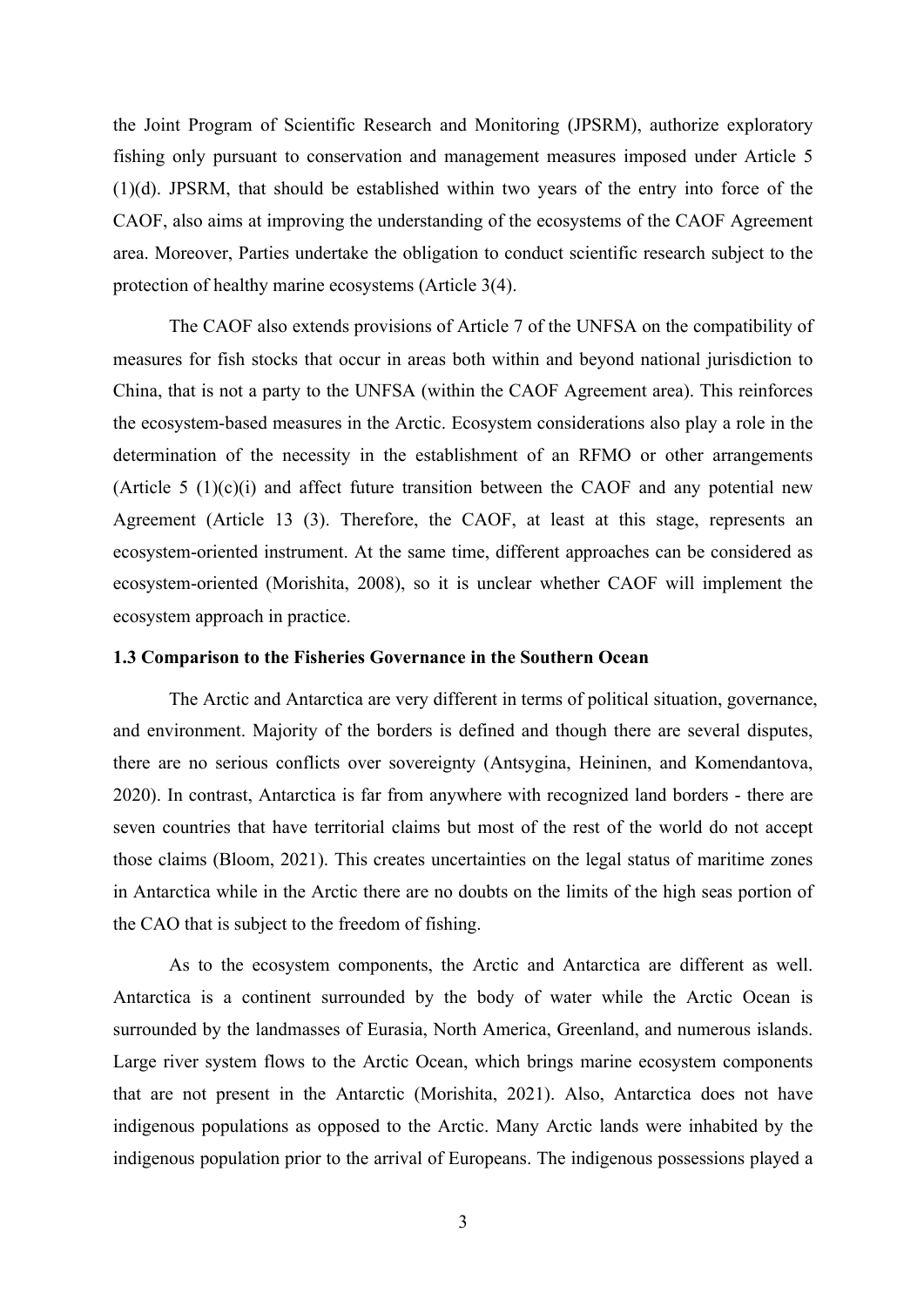the Joint Program of Scientific Research and Monitoring (JPSRM), authorize exploratory fishing only pursuant to conservation and management measures imposed under Article 5 (1)(d). JPSRM, that should be established within two years of the entry into force of the CAOF, also aims at improving the understanding of the ecosystems of the CAOF Agreement area. Moreover, Parties undertake the obligation to conduct scientific research subject to the protection of healthy marine ecosystems (Article 3(4).

The CAOF also extends provisions of Article 7 of the UNFSA on the compatibility of measures for fish stocks that occur in areas both within and beyond national jurisdiction to China, that is not a party to the UNFSA (within the CAOF Agreement area). This reinforces the ecosystem-based measures in the Arctic. Ecosystem considerations also play a role in the determination of the necessity in the establishment of an RFMO or other arrangements (Article 5 (1)(c)(i) and affect future transition between the CAOF and any potential new Agreement (Article 13 (3). Therefore, the CAOF, at least at this stage, represents an ecosystem-oriented instrument. At the same time, different approaches can be considered as ecosystem-oriented (Morishita, 2008), so it is unclear whether CAOF will implement the ecosystem approach in practice.

### 1.3 Comparison to the Fisheries Governance in the Southern Ocean

The Arctic and Antarctica are very different in terms of political situation, governance, and environment. Majority of the borders is defined and though there are several disputes, there are no serious conflicts over sovereignty (Antsygina, Heininen, and Komendantova, 2020). In contrast, Antarctica is far from anywhere with recognized land borders - there are seven countries that have territorial claims but most of the rest of the world do not accept those claims (Bloom, 2021). This creates uncertainties on the legal status of maritime zones in Antarctica while in the Arctic there are no doubts on the limits of the high seas portion of the CAO that is subject to the freedom of fishing.

As to the ecosystem components, the Arctic and Antarctica are different as well. Antarctica is a continent surrounded by the body of water while the Arctic Ocean is surrounded by the landmasses of Eurasia, North America, Greenland, and numerous islands. Large river system flows to the Arctic Ocean, which brings marine ecosystem components that are not present in the Antarctic (Morishita, 2021). Also, Antarctica does not have indigenous populations as opposed to the Arctic. Many Arctic lands were inhabited by the indigenous population prior to the arrival of Europeans. The indigenous possessions played a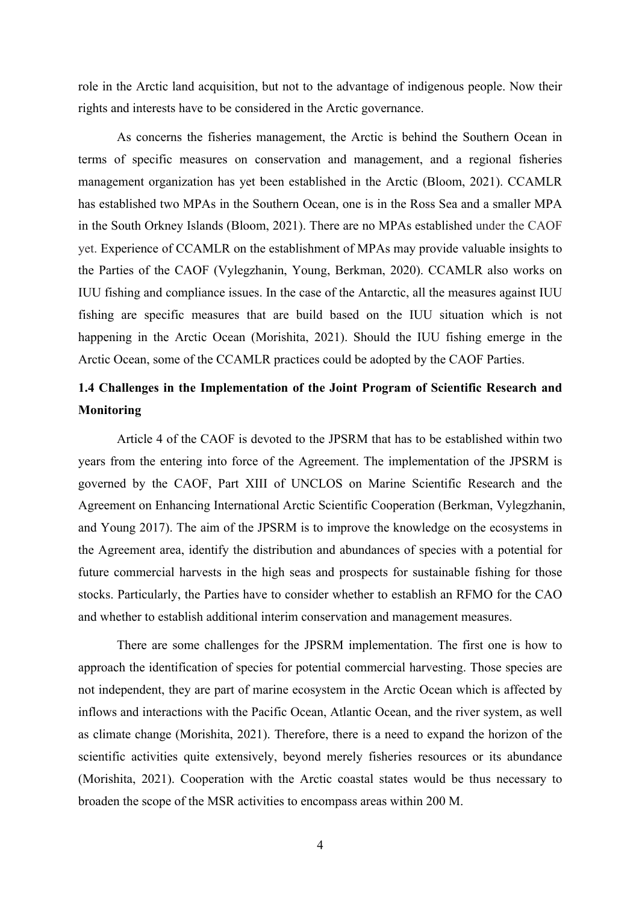role in the Arctic land acquisition, but not to the advantage of indigenous people. Now their rights and interests have to be considered in the Arctic governance.

As concerns the fisheries management, the Arctic is behind the Southern Ocean in terms of specific measures on conservation and management, and a regional fisheries management organization has yet been established in the Arctic (Bloom, 2021). CCAMLR has established two MPAs in the Southern Ocean, one is in the Ross Sea and a smaller MPA in the South Orkney Islands (Bloom, 2021). There are no MPAs established under the CAOF yet. Experience of CCAMLR on the establishment of MPAs may provide valuable insights to the Parties of the CAOF (Vylegzhanin, Young, Berkman, 2020). CCAMLR also works on IUU fishing and compliance issues. In the case of the Antarctic, all the measures against IUU fishing are specific measures that are build based on the IUU situation which is not happening in the Arctic Ocean (Morishita, 2021). Should the IUU fishing emerge in the Arctic Ocean, some of the CCAMLR practices could be adopted by the CAOF Parties.

### 1.4 Challenges in the Implementation of the Joint Program of Scientific Research and Monitoring

Article 4 of the CAOF is devoted to the JPSRM that has to be established within two years from the entering into force of the Agreement. The implementation of the JPSRM is governed by the CAOF, Part XIII of UNCLOS on Marine Scientific Research and the Agreement on Enhancing International Arctic Scientific Cooperation (Berkman, Vylegzhanin, and Young 2017). The aim of the JPSRM is to improve the knowledge on the ecosystems in the Agreement area, identify the distribution and abundances of species with a potential for future commercial harvests in the high seas and prospects for sustainable fishing for those stocks. Particularly, the Parties have to consider whether to establish an RFMO for the CAO and whether to establish additional interim conservation and management measures.

There are some challenges for the JPSRM implementation. The first one is how to approach the identification of species for potential commercial harvesting. Those species are not independent, they are part of marine ecosystem in the Arctic Ocean which is affected by inflows and interactions with the Pacific Ocean, Atlantic Ocean, and the river system, as well as climate change (Morishita, 2021). Therefore, there is a need to expand the horizon of the scientific activities quite extensively, beyond merely fisheries resources or its abundance (Morishita, 2021). Cooperation with the Arctic coastal states would be thus necessary to broaden the scope of the MSR activities to encompass areas within 200 M.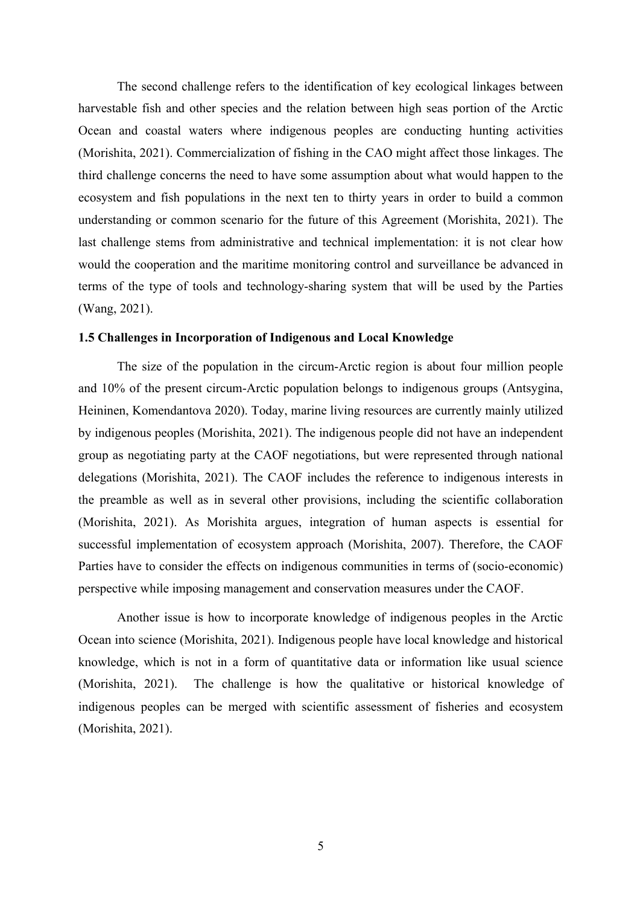The second challenge refers to the identification of key ecological linkages between harvestable fish and other species and the relation between high seas portion of the Arctic Ocean and coastal waters where indigenous peoples are conducting hunting activities (Morishita, 2021). Commercialization of fishing in the CAO might affect those linkages. The third challenge concerns the need to have some assumption about what would happen to the ecosystem and fish populations in the next ten to thirty years in order to build a common understanding or common scenario for the future of this Agreement (Morishita, 2021). The last challenge stems from administrative and technical implementation: it is not clear how would the cooperation and the maritime monitoring control and surveillance be advanced in terms of the type of tools and technology-sharing system that will be used by the Parties (Wang, 2021).

### 1.5 Challenges in Incorporation of Indigenous and Local Knowledge

The size of the population in the circum-Arctic region is about four million people and 10% of the present circum-Arctic population belongs to indigenous groups (Antsygina, Heininen, Komendantova 2020). Today, marine living resources are currently mainly utilized by indigenous peoples (Morishita, 2021). The indigenous people did not have an independent group as negotiating party at the CAOF negotiations, but were represented through national delegations (Morishita, 2021). The CAOF includes the reference to indigenous interests in the preamble as well as in several other provisions, including the scientific collaboration (Morishita, 2021). As Morishita argues, integration of human aspects is essential for successful implementation of ecosystem approach (Morishita, 2007). Therefore, the CAOF Parties have to consider the effects on indigenous communities in terms of (socio-economic) perspective while imposing management and conservation measures under the CAOF.

Another issue is how to incorporate knowledge of indigenous peoples in the Arctic Ocean into science (Morishita, 2021). Indigenous people have local knowledge and historical knowledge, which is not in a form of quantitative data or information like usual science (Morishita, 2021). The challenge is how the qualitative or historical knowledge of indigenous peoples can be merged with scientific assessment of fisheries and ecosystem (Morishita, 2021).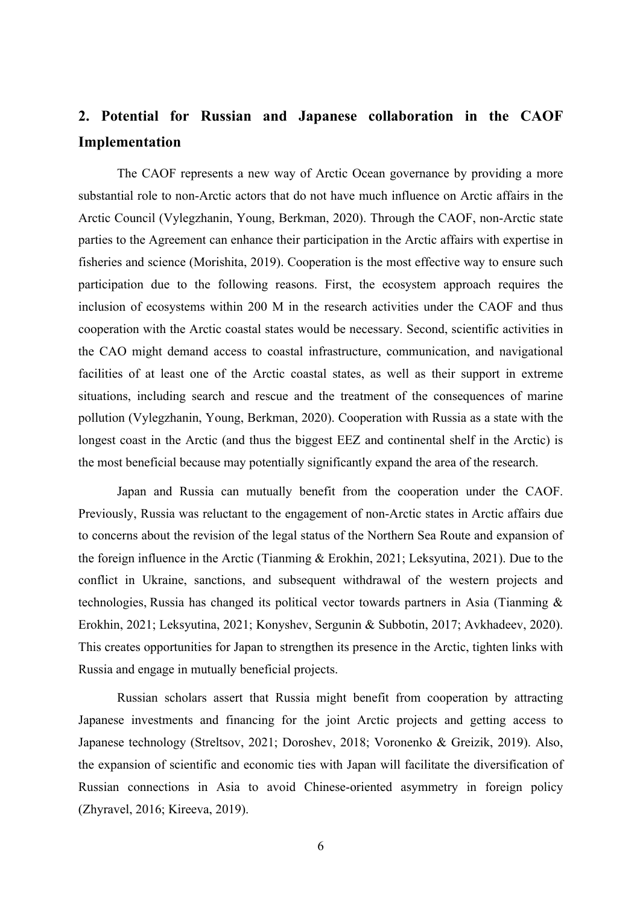## 2. Potential for Russian and Japanese collaboration in the CAOF Implementation

The CAOF represents a new way of Arctic Ocean governance by providing a more substantial role to non-Arctic actors that do not have much influence on Arctic affairs in the Arctic Council (Vylegzhanin, Young, Berkman, 2020). Through the CAOF, non-Arctic state parties to the Agreement can enhance their participation in the Arctic affairs with expertise in fisheries and science (Morishita, 2019). Cooperation is the most effective way to ensure such participation due to the following reasons. First, the ecosystem approach requires the inclusion of ecosystems within 200 M in the research activities under the CAOF and thus cooperation with the Arctic coastal states would be necessary. Second, scientific activities in the CAO might demand access to coastal infrastructure, communication, and navigational facilities of at least one of the Arctic coastal states, as well as their support in extreme situations, including search and rescue and the treatment of the consequences of marine pollution (Vylegzhanin, Young, Berkman, 2020). Cooperation with Russia as a state with the longest coast in the Arctic (and thus the biggest EEZ and continental shelf in the Arctic) is the most beneficial because may potentially significantly expand the area of the research.

Japan and Russia can mutually benefit from the cooperation under the CAOF. Previously, Russia was reluctant to the engagement of non-Arctic states in Arctic affairs due to concerns about the revision of the legal status of the Northern Sea Route and expansion of the foreign influence in the Arctic (Tianming & Erokhin, 2021; Leksyutina, 2021). Due to the conflict in Ukraine, sanctions, and subsequent withdrawal of the western projects and technologies, Russia has changed its political vector towards partners in Asia (Tianming & Erokhin, 2021; Leksyutina, 2021; Konyshev, Sergunin & Subbotin, 2017; Avkhadeev, 2020). This creates opportunities for Japan to strengthen its presence in the Arctic, tighten links with Russia and engage in mutually beneficial projects.

Russian scholars assert that Russia might benefit from cooperation by attracting Japanese investments and financing for the joint Arctic projects and getting access to Japanese technology (Streltsov, 2021; Doroshev, 2018; Voronenko & Greizik, 2019). Also, the expansion of scientific and economic ties with Japan will facilitate the diversification of Russian connections in Asia to avoid Chinese-oriented asymmetry in foreign policy (Zhyravel, 2016; Kireeva, 2019).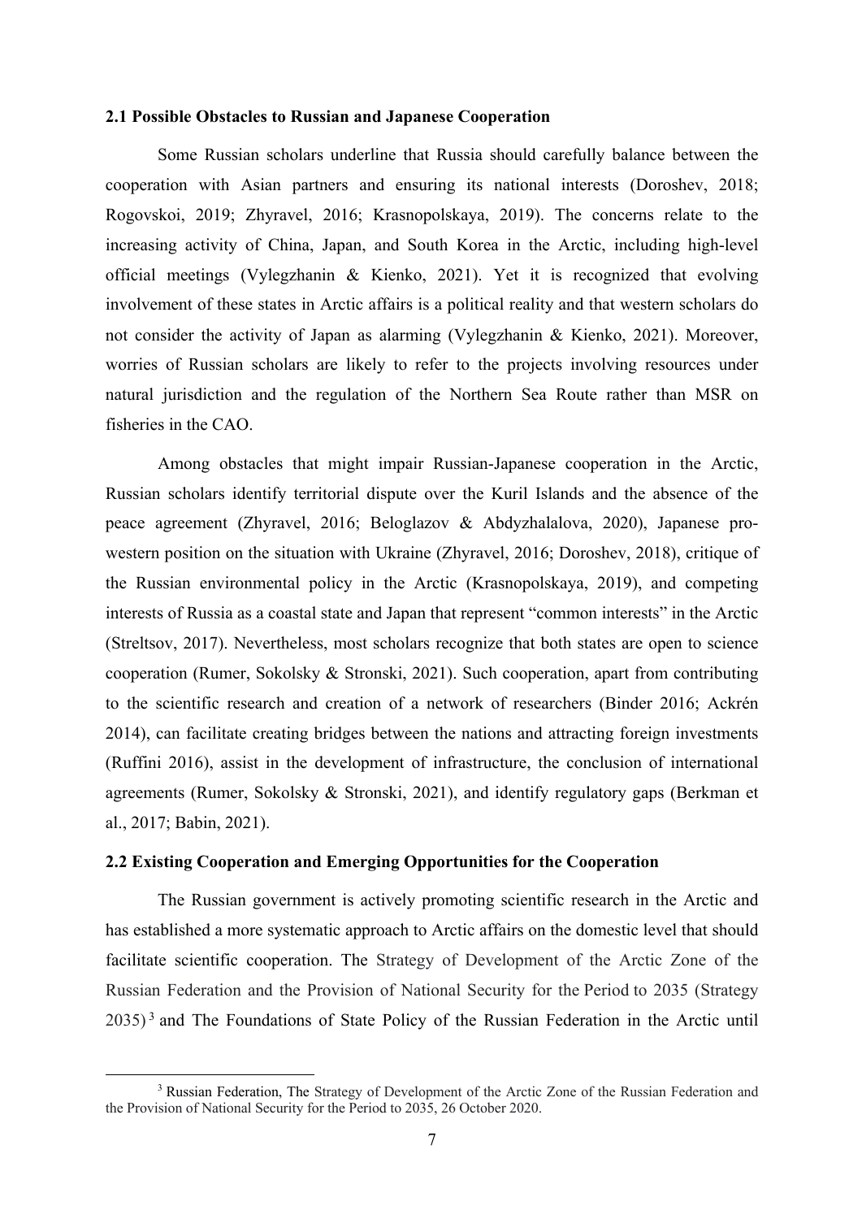### 2.1 Possible Obstacles to Russian and Japanese Cooperation

Some Russian scholars underline that Russia should carefully balance between the cooperation with Asian partners and ensuring its national interests (Doroshev, 2018; Rogovskoi, 2019; Zhyravel, 2016; Krasnopolskaya, 2019). The concerns relate to the increasing activity of China, Japan, and South Korea in the Arctic, including high-level official meetings (Vylegzhanin & Kienko, 2021). Yet it is recognized that evolving involvement of these states in Arctic affairs is a political reality and that western scholars do not consider the activity of Japan as alarming (Vylegzhanin & Kienko, 2021). Moreover, worries of Russian scholars are likely to refer to the projects involving resources under natural jurisdiction and the regulation of the Northern Sea Route rather than MSR on fisheries in the CAO.

Among obstacles that might impair Russian-Japanese cooperation in the Arctic, Russian scholars identify territorial dispute over the Kuril Islands and the absence of the peace agreement (Zhyravel, 2016; Beloglazov & Abdyzhalalova, 2020), Japanese pro-western position on the situation with Ukraine (Zhyravel, 2016; Doroshev, 2018), critique of the Russian environmental policy in the Arctic (Krasnopolskaya, 2019), and competing interests of Russia as a coastal state and Japan that represent "common interests" in the Arctic (Streltsov, 2017). Nevertheless, most scholars recognize that both states are open to science cooperation (Rumer, Sokolsky & Stronski, 2021). Such cooperation, apart from contributing to the scientific research and creation of a network of researchers (Binder 2016; Ackrén 2014), can facilitate creating bridges between the nations and attracting foreign investments (Ruffini 2016), assist in the development of infrastructure, the conclusion of international agreements (Rumer, Sokolsky & Stronski, 2021), and identify regulatory gaps (Berkman et al., 2017; Babin, 2021).

### 2.2 Existing Cooperation and Emerging Opportunities for the Cooperation

The Russian government is actively promoting scientific research in the Arctic and has established a more systematic approach to Arctic affairs on the domestic level that should facilitate scientific cooperation. The Strategy of Development of the Arctic Zone of the Russian Federation and the Provision of National Security for the Period to 2035 (Strategy 2035)[3] and The Foundations of State Policy of the Russian Federation in the Arctic until

[3] Russian Federation, The Strategy of Development of the Arctic Zone of the Russian Federation and the Provision of National Security for the Period to 2035, 26 October 2020.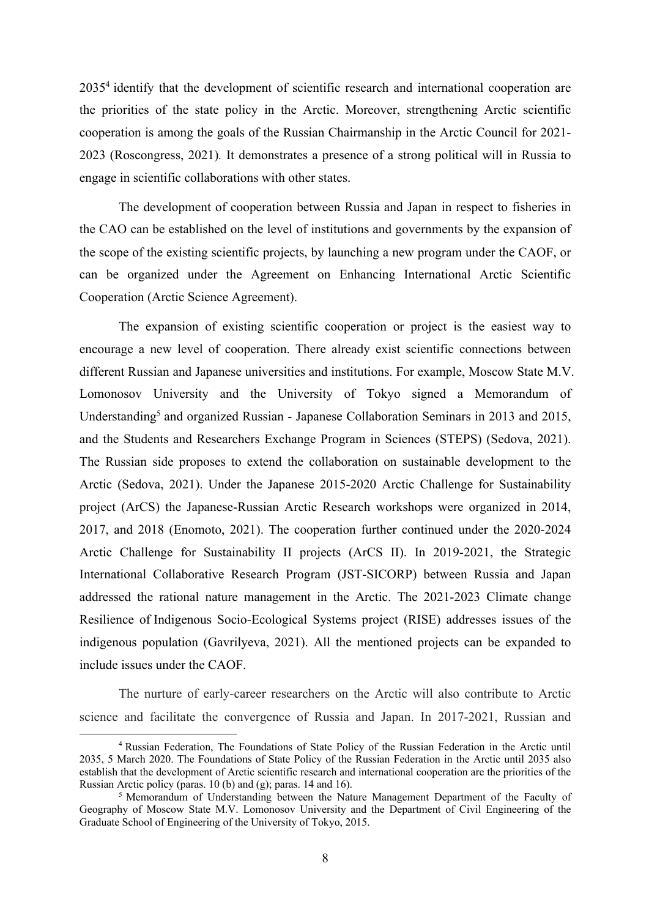2035[4] identify that the development of scientific research and international cooperation are the priorities of the state policy in the Arctic. Moreover, strengthening Arctic scientific cooperation is among the goals of the Russian Chairmanship in the Arctic Council for 2021-2023 (Roscongress, 2021). It demonstrates a presence of a strong political will in Russia to engage in scientific collaborations with other states.

The development of cooperation between Russia and Japan in respect to fisheries in the CAO can be established on the level of institutions and governments by the expansion of the scope of the existing scientific projects, by launching a new program under the CAOF, or can be organized under the Agreement on Enhancing International Arctic Scientific Cooperation (Arctic Science Agreement).

The expansion of existing scientific cooperation or project is the easiest way to encourage a new level of cooperation. There already exist scientific connections between different Russian and Japanese universities and institutions. For example, Moscow State M.V. Lomonosov University and the University of Tokyo signed a Memorandum of Understanding[5] and organized Russian - Japanese Collaboration Seminars in 2013 and 2015, and the Students and Researchers Exchange Program in Sciences (STEPS) (Sedova, 2021). The Russian side proposes to extend the collaboration on sustainable development to the Arctic (Sedova, 2021). Under the Japanese 2015-2020 Arctic Challenge for Sustainability project (ArCS) the Japanese-Russian Arctic Research workshops were organized in 2014, 2017, and 2018 (Enomoto, 2021). The cooperation further continued under the 2020-2024 Arctic Challenge for Sustainability II projects (ArCS II). In 2019-2021, the Strategic International Collaborative Research Program (JST-SICORP) between Russia and Japan addressed the rational nature management in the Arctic. The 2021-2023 Climate change Resilience of Indigenous Socio-Ecological Systems project (RISE) addresses issues of the indigenous population (Gavrilyeva, 2021). All the mentioned projects can be expanded to include issues under the CAOF.

The nurture of early-career researchers on the Arctic will also contribute to Arctic science and facilitate the convergence of Russia and Japan. In 2017-2021, Russian and

---

[4] Russian Federation, The Foundations of State Policy of the Russian Federation in the Arctic until 2035, 5 March 2020. The Foundations of State Policy of the Russian Federation in the Arctic until 2035 also establish that the development of Arctic scientific research and international cooperation are the priorities of the Russian Arctic policy (paras. 10 (b) and (g); paras. 14 and 16).

[5] Memorandum of Understanding between the Nature Management Department of the Faculty of Geography of Moscow State M.V. Lomonosov University and the Department of Civil Engineering of the Graduate School of Engineering of the University of Tokyo, 2015.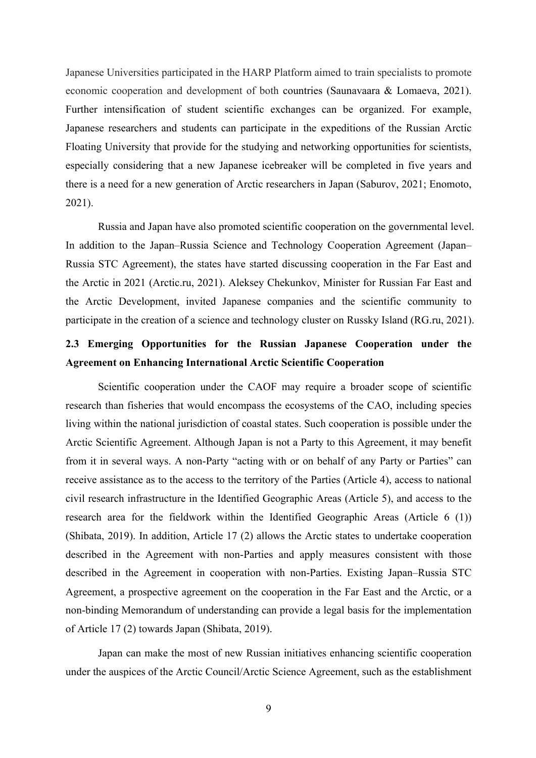Japanese Universities participated in the HARP Platform aimed to train specialists to promote economic cooperation and development of both countries (Saunavaara & Lomaeva, 2021). Further intensification of student scientific exchanges can be organized. For example, Japanese researchers and students can participate in the expeditions of the Russian Arctic Floating University that provide for the studying and networking opportunities for scientists, especially considering that a new Japanese icebreaker will be completed in five years and there is a need for a new generation of Arctic researchers in Japan (Saburov, 2021; Enomoto, 2021).

Russia and Japan have also promoted scientific cooperation on the governmental level. In addition to the Japan–Russia Science and Technology Cooperation Agreement (Japan–Russia STC Agreement), the states have started discussing cooperation in the Far East and the Arctic in 2021 (Arctic.ru, 2021). Aleksey Chekunkov, Minister for Russian Far East and the Arctic Development, invited Japanese companies and the scientific community to participate in the creation of a science and technology cluster on Russky Island (RG.ru, 2021).

### 2.3 Emerging Opportunities for the Russian Japanese Cooperation under the Agreement on Enhancing International Arctic Scientific Cooperation

Scientific cooperation under the CAOF may require a broader scope of scientific research than fisheries that would encompass the ecosystems of the CAO, including species living within the national jurisdiction of coastal states. Such cooperation is possible under the Arctic Scientific Agreement. Although Japan is not a Party to this Agreement, it may benefit from it in several ways. A non-Party "acting with or on behalf of any Party or Parties" can receive assistance as to the access to the territory of the Parties (Article 4), access to national civil research infrastructure in the Identified Geographic Areas (Article 5), and access to the research area for the fieldwork within the Identified Geographic Areas (Article 6 (1)) (Shibata, 2019). In addition, Article 17 (2) allows the Arctic states to undertake cooperation described in the Agreement with non-Parties and apply measures consistent with those described in the Agreement in cooperation with non-Parties. Existing Japan–Russia STC Agreement, a prospective agreement on the cooperation in the Far East and the Arctic, or a non-binding Memorandum of understanding can provide a legal basis for the implementation of Article 17 (2) towards Japan (Shibata, 2019).

Japan can make the most of new Russian initiatives enhancing scientific cooperation under the auspices of the Arctic Council/Arctic Science Agreement, such as the establishment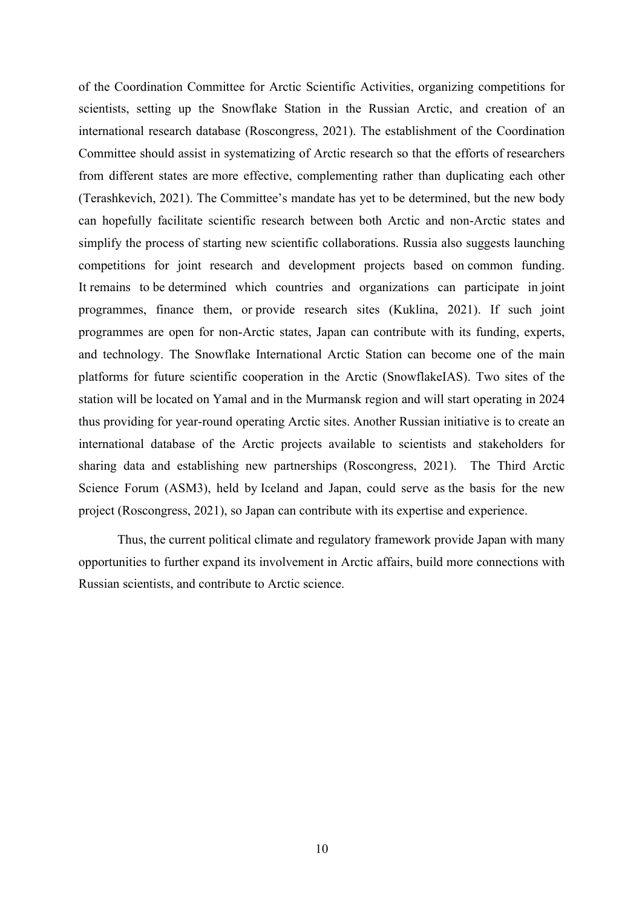of the Coordination Committee for Arctic Scientific Activities, organizing competitions for scientists, setting up the Snowflake Station in the Russian Arctic, and creation of an international research database (Roscongress, 2021). The establishment of the Coordination Committee should assist in systematizing of Arctic research so that the efforts of researchers from different states are more effective, complementing rather than duplicating each other (Terashkevich, 2021). The Committee's mandate has yet to be determined, but the new body can hopefully facilitate scientific research between both Arctic and non-Arctic states and simplify the process of starting new scientific collaborations. Russia also suggests launching competitions for joint research and development projects based on common funding. It remains to be determined which countries and organizations can participate in joint programmes, finance them, or provide research sites (Kuklina, 2021). If such joint programmes are open for non-Arctic states, Japan can contribute with its funding, experts, and technology. The Snowflake International Arctic Station can become one of the main platforms for future scientific cooperation in the Arctic (SnowflakeIAS). Two sites of the station will be located on Yamal and in the Murmansk region and will start operating in 2024 thus providing for year-round operating Arctic sites. Another Russian initiative is to create an international database of the Arctic projects available to scientists and stakeholders for sharing data and establishing new partnerships (Roscongress, 2021). The Third Arctic Science Forum (ASM3), held by Iceland and Japan, could serve as the basis for the new project (Roscongress, 2021), so Japan can contribute with its expertise and experience.

Thus, the current political climate and regulatory framework provide Japan with many opportunities to further expand its involvement in Arctic affairs, build more connections with Russian scientists, and contribute to Arctic science.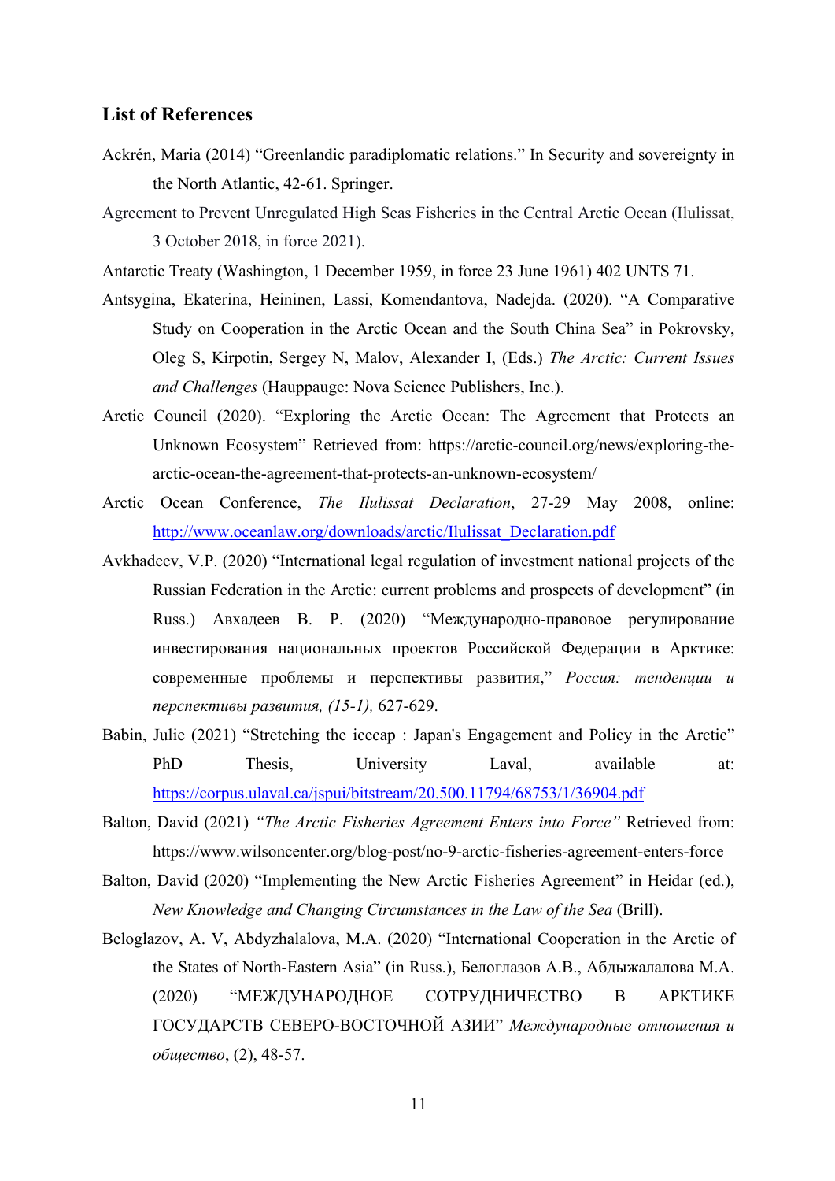### List of References

Ackrén, Maria (2014) "Greenlandic paradiplomatic relations." In Security and sovereignty in the North Atlantic, 42-61. Springer.

Agreement to Prevent Unregulated High Seas Fisheries in the Central Arctic Ocean (Ilulissat, 3 October 2018, in force 2021).

Antarctic Treaty (Washington, 1 December 1959, in force 23 June 1961) 402 UNTS 71.

Antsygina, Ekaterina, Heininen, Lassi, Komendantova, Nadejda. (2020). "A Comparative Study on Cooperation in the Arctic Ocean and the South China Sea" in Pokrovsky, Oleg S, Kirpotin, Sergey N, Malov, Alexander I, (Eds.) *The Arctic: Current Issues and Challenges* (Hauppauge: Nova Science Publishers, Inc.).

Arctic Council (2020). "Exploring the Arctic Ocean: The Agreement that Protects an Unknown Ecosystem" Retrieved from: https://arctic-council.org/news/exploring-the-arctic-ocean-the-agreement-that-protects-an-unknown-ecosystem/

Arctic Ocean Conference, *The Ilulissat Declaration*, 27-29 May 2008, online: http://www.oceanlaw.org/downloads/arctic/Ilulissat_Declaration.pdf

Avkhadeev, V.P. (2020) "International legal regulation of investment national projects of the Russian Federation in the Arctic: current problems and prospects of development" (in Russ.) Авхадеев В. Р. (2020) "Международно-правовое регулирование инвестирования национальных проектов Российской Федерации в Арктике: современные проблемы и перспективы развития," *Россия: тенденции и перспективы развития, (15-1),* 627-629.

Babin, Julie (2021) "Stretching the icecap : Japan's Engagement and Policy in the Arctic" PhD Thesis, University Laval, available at: https://corpus.ulaval.ca/jspui/bitstream/20.500.11794/68753/1/36904.pdf

Balton, David (2021) *"The Arctic Fisheries Agreement Enters into Force"* Retrieved from: https://www.wilsoncenter.org/blog-post/no-9-arctic-fisheries-agreement-enters-force

Balton, David (2020) "Implementing the New Arctic Fisheries Agreement" in Heidar (ed.), *New Knowledge and Changing Circumstances in the Law of the Sea* (Brill).

Beloglazov, A. V, Abdyzhalalova, M.A. (2020) "International Cooperation in the Arctic of the States of North-Eastern Asia" (in Russ.), Белоглазов А.В., Абдыжалалова М.А. (2020) "МЕЖДУНАРОДНОЕ СОТРУДНИЧЕСТВО В АРКТИКЕ ГОСУДАРСТВ СЕВЕРО-ВОСТОЧНОЙ АЗИИ" *Международные отношения и общество*, (2), 48-57.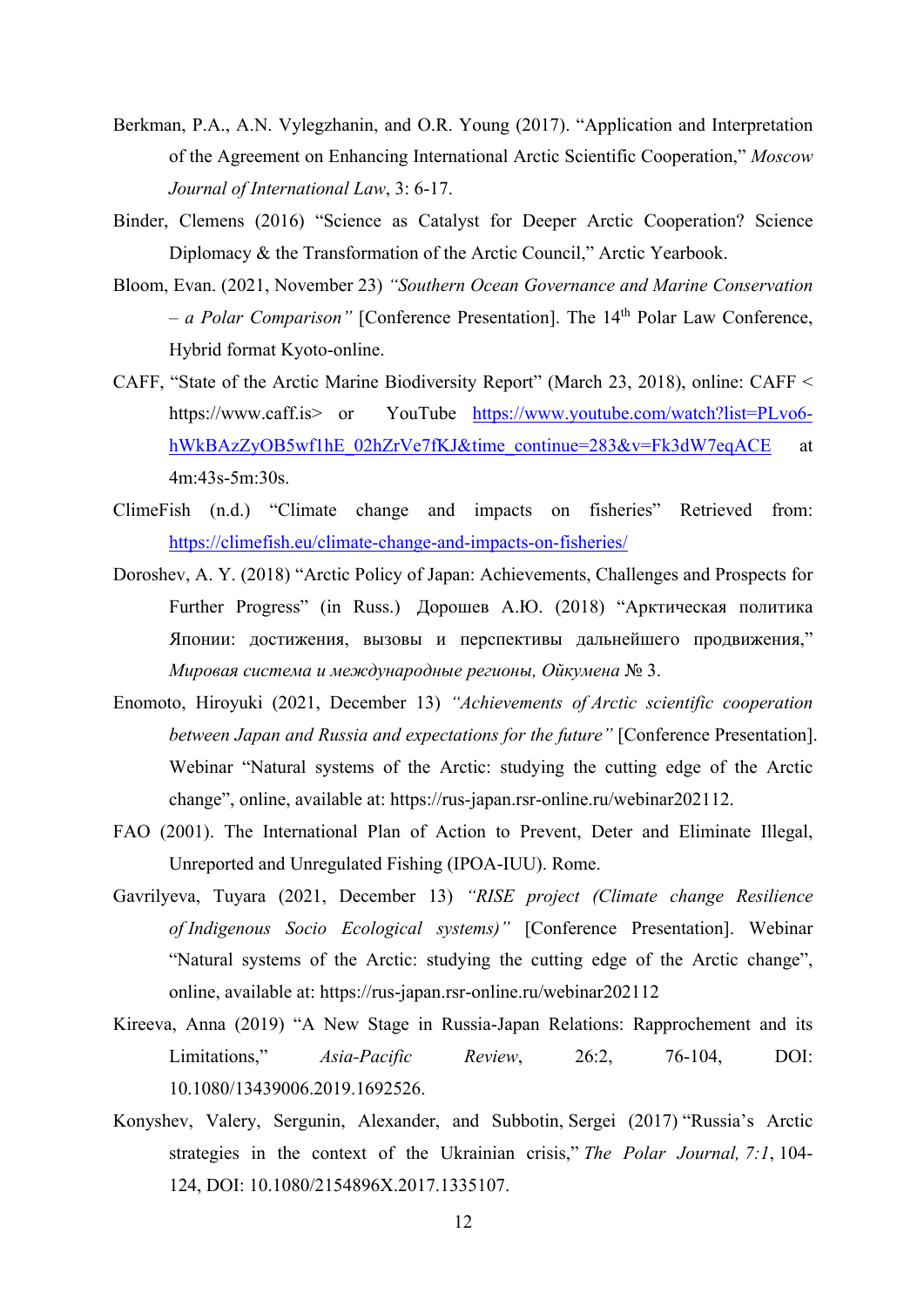Berkman, P.A., A.N. Vylegzhanin, and O.R. Young (2017). “Application and Interpretation of the Agreement on Enhancing International Arctic Scientific Cooperation,” *Moscow Journal of International Law*, 3: 6-17.

Binder, Clemens (2016) “Science as Catalyst for Deeper Arctic Cooperation? Science Diplomacy & the Transformation of the Arctic Council,” Arctic Yearbook.

Bloom, Evan. (2021, November 23) *“Southern Ocean Governance and Marine Conservation – a Polar Comparison”* [Conference Presentation]. The 14th Polar Law Conference, Hybrid format Kyoto-online.

CAFF, “State of the Arctic Marine Biodiversity Report” (March 23, 2018), online: CAFF < https://www.caff.is> or YouTube https://www.youtube.com/watch?list=PLvo6-hWkBAzZyOB5wf1hE_02hZrVe7fKJ&time_continue=283&v=Fk3dW7eqACE at 4m:43s-5m:30s.

ClimeFish (n.d.) “Climate change and impacts on fisheries” Retrieved from: https://climefish.eu/climate-change-and-impacts-on-fisheries/

Doroshev, A. Y. (2018) “Arctic Policy of Japan: Achievements, Challenges and Prospects for Further Progress” (in Russ.) Дорошев А.Ю. (2018) “Арктическая политика Японии: достижения, вызовы и перспективы дальнейшего продвижения,” *Мировая система и международные регионы, Ойкумена* № 3.

Enomoto, Hiroyuki (2021, December 13) *“Achievements of Arctic scientific cooperation between Japan and Russia and expectations for the future”* [Conference Presentation]. Webinar “Natural systems of the Arctic: studying the cutting edge of the Arctic change”, online, available at: https://rus-japan.rsr-online.ru/webinar202112.

FAO (2001). The International Plan of Action to Prevent, Deter and Eliminate Illegal, Unreported and Unregulated Fishing (IPOA-IUU). Rome.

Gavrilyeva, Tuyara (2021, December 13) *“RISE project (Climate change Resilience of Indigenous Socio Ecological systems)”* [Conference Presentation]. Webinar “Natural systems of the Arctic: studying the cutting edge of the Arctic change”, online, available at: https://rus-japan.rsr-online.ru/webinar202112

Kireeva, Anna (2019) “A New Stage in Russia-Japan Relations: Rapprochement and its Limitations,” *Asia-Pacific Review*, 26:2, 76-104, DOI: 10.1080/13439006.2019.1692526.

Konyshev, Valery, Sergunin, Alexander, and Subbotin, Sergei (2017) “Russia’s Arctic strategies in the context of the Ukrainian crisis,” *The Polar Journal, 7:1*, 104-124, DOI: 10.1080/2154896X.2017.1335107.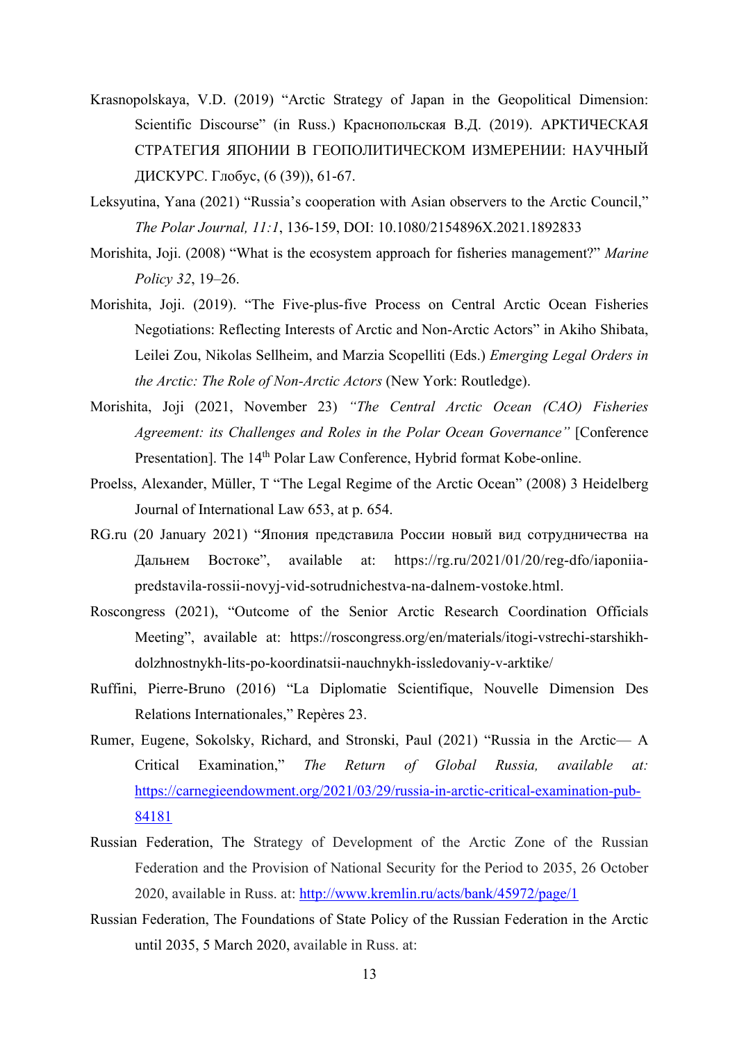Krasnopolskaya, V.D. (2019) "Arctic Strategy of Japan in the Geopolitical Dimension: Scientific Discourse" (in Russ.) Краснопольская В.Д. (2019). АРКТИЧЕСКАЯ СТРАТЕГИЯ ЯПОНИИ В ГЕОПОЛИТИЧЕСКОМ ИЗМЕРЕНИИ: НАУЧНЫЙ ДИСКУРС. Глобус, (6 (39)), 61-67.

Leksyutina, Yana (2021) "Russia's cooperation with Asian observers to the Arctic Council," *The Polar Journal, 11:1*, 136-159, DOI: 10.1080/2154896X.2021.1892833

Morishita, Joji. (2008) "What is the ecosystem approach for fisheries management?" *Marine Policy 32*, 19–26.

Morishita, Joji. (2019). "The Five-plus-five Process on Central Arctic Ocean Fisheries Negotiations: Reflecting Interests of Arctic and Non-Arctic Actors" in Akiho Shibata, Leilei Zou, Nikolas Sellheim, and Marzia Scopelliti (Eds.) *Emerging Legal Orders in the Arctic: The Role of Non-Arctic Actors* (New York: Routledge).

Morishita, Joji (2021, November 23) *"The Central Arctic Ocean (CAO) Fisheries Agreement: its Challenges and Roles in the Polar Ocean Governance"* [Conference Presentation]. The 14th Polar Law Conference, Hybrid format Kobe-online.

Proelss, Alexander, Müller, T "The Legal Regime of the Arctic Ocean" (2008) 3 Heidelberg Journal of International Law 653, at p. 654.

RG.ru (20 January 2021) "Япония представила России новый вид сотрудничества на Дальнем Востоке", available at: https://rg.ru/2021/01/20/reg-dfo/iaponiia-predstavila-rossii-novyj-vid-sotrudnichestva-na-dalnem-vostoke.html.

Roscongress (2021), "Outcome of the Senior Arctic Research Coordination Officials Meeting", available at: https://roscongress.org/en/materials/itogi-vstrechi-starshikh-dolzhnostnykh-lits-po-koordinatsii-nauchnykh-issledovaniy-v-arktike/

Ruffini, Pierre-Bruno (2016) "La Diplomatie Scientifique, Nouvelle Dimension Des Relations Internationales," Repères 23.

Rumer, Eugene, Sokolsky, Richard, and Stronski, Paul (2021) "Russia in the Arctic— A Critical Examination," *The Return of Global Russia, available at:* https://carnegieendowment.org/2021/03/29/russia-in-arctic-critical-examination-pub-84181

Russian Federation, The Strategy of Development of the Arctic Zone of the Russian Federation and the Provision of National Security for the Period to 2035, 26 October 2020, available in Russ. at: http://www.kremlin.ru/acts/bank/45972/page/1

Russian Federation, The Foundations of State Policy of the Russian Federation in the Arctic until 2035, 5 March 2020, available in Russ. at: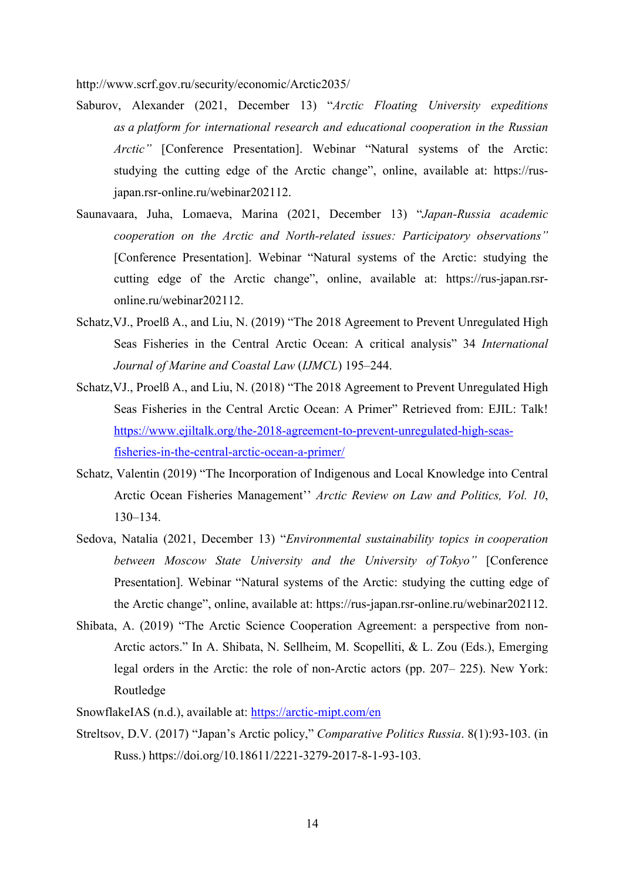http://www.scrf.gov.ru/security/economic/Arctic2035/

Saburov, Alexander (2021, December 13) "*Arctic Floating University expeditions as a platform for international research and educational cooperation in the Russian Arctic"* [Conference Presentation]. Webinar "Natural systems of the Arctic: studying the cutting edge of the Arctic change", online, available at: https://rus-japan.rsr-online.ru/webinar202112.

Saunavaara, Juha, Lomaeva, Marina (2021, December 13) "*Japan-Russia academic cooperation on the Arctic and North-related issues: Participatory observations"* [Conference Presentation]. Webinar "Natural systems of the Arctic: studying the cutting edge of the Arctic change", online, available at: https://rus-japan.rsr-online.ru/webinar202112.

Schatz,VJ., Proelß A., and Liu, N. (2019) "The 2018 Agreement to Prevent Unregulated High Seas Fisheries in the Central Arctic Ocean: A critical analysis" 34 *International Journal of Marine and Coastal Law* (*IJMCL*) 195–244.

Schatz,VJ., Proelß A., and Liu, N. (2018) "The 2018 Agreement to Prevent Unregulated High Seas Fisheries in the Central Arctic Ocean: A Primer" Retrieved from: EJIL: Talk! [https://www.ejiltalk.org/the-2018-agreement-to-prevent-unregulated-high-seas-fisheries-in-the-central-arctic-ocean-a-primer/](https://www.ejiltalk.org/the-2018-agreement-to-prevent-unregulated-high-seas-fisheries-in-the-central-arctic-ocean-a-primer/)

Schatz, Valentin (2019) "The Incorporation of Indigenous and Local Knowledge into Central Arctic Ocean Fisheries Management'' *Arctic Review on Law and Politics, Vol. 10*, 130–134.

Sedova, Natalia (2021, December 13) "*Environmental sustainability topics in cooperation between Moscow State University and the University of Tokyo"* [Conference Presentation]. Webinar "Natural systems of the Arctic: studying the cutting edge of the Arctic change", online, available at: https://rus-japan.rsr-online.ru/webinar202112.

Shibata, A. (2019) "The Arctic Science Cooperation Agreement: a perspective from non-Arctic actors." In A. Shibata, N. Sellheim, M. Scopelliti, & L. Zou (Eds.), Emerging legal orders in the Arctic: the role of non-Arctic actors (pp. 207– 225). New York: Routledge

SnowflakeIAS (n.d.), available at: [https://arctic-mipt.com/en](https://arctic-mipt.com/en)

Streltsov, D.V. (2017) "Japan's Arctic policy," *Comparative Politics Russia*. 8(1):93-103. (in Russ.) https://doi.org/10.18611/2221-3279-2017-8-1-93-103.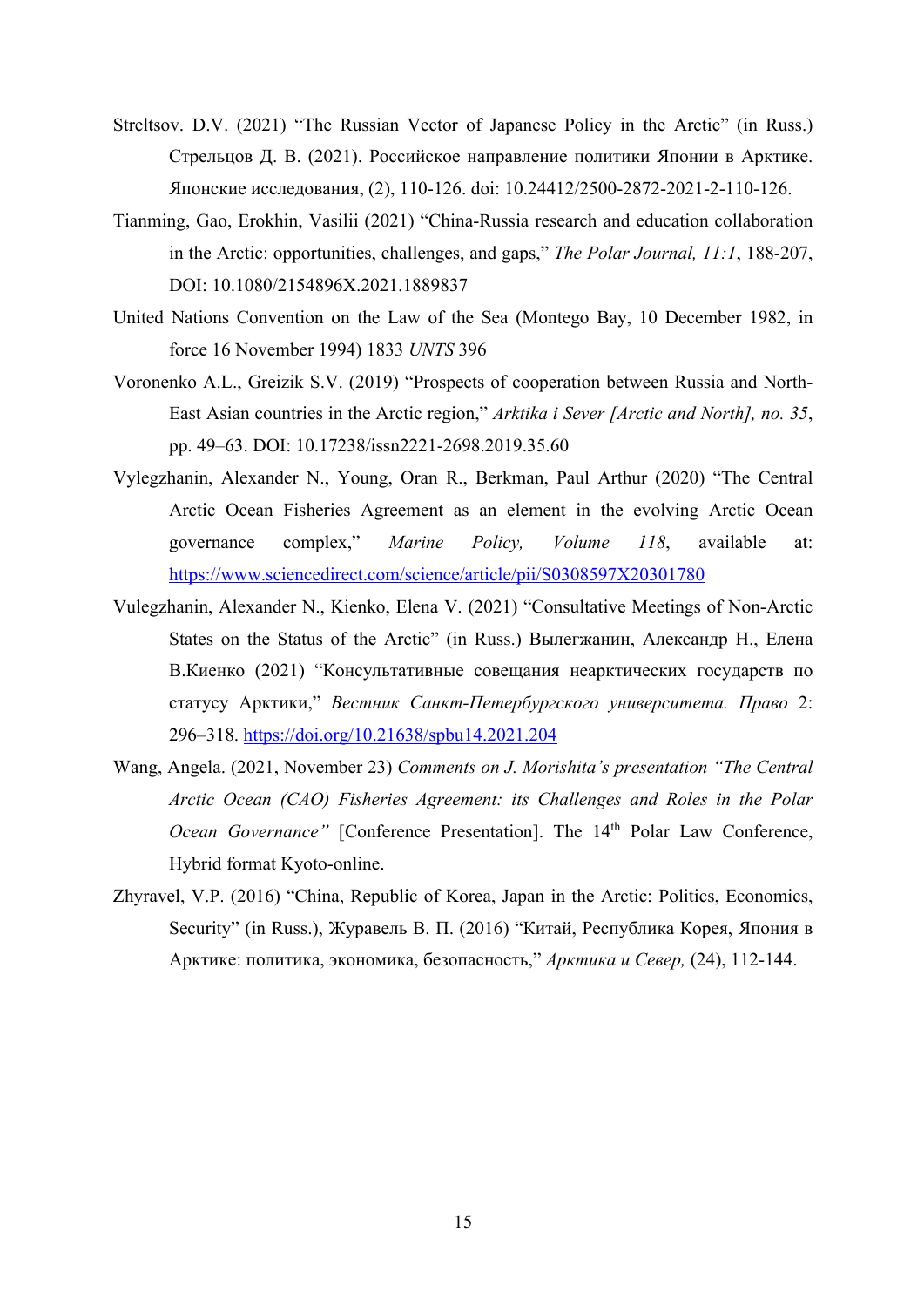Streltsov. D.V. (2021) "The Russian Vector of Japanese Policy in the Arctic" (in Russ.) Стрельцов Д. В. (2021). Российское направление политики Японии в Арктике. Японские исследования, (2), 110-126. doi: 10.24412/2500-2872-2021-2-110-126.

Tianming, Gao, Erokhin, Vasilii (2021) "China-Russia research and education collaboration in the Arctic: opportunities, challenges, and gaps," *The Polar Journal, 11:1*, 188-207, DOI: 10.1080/2154896X.2021.1889837

United Nations Convention on the Law of the Sea (Montego Bay, 10 December 1982, in force 16 November 1994) 1833 *UNTS* 396

Voronenko A.L., Greizik S.V. (2019) "Prospects of cooperation between Russia and North-East Asian countries in the Arctic region," *Arktika i Sever [Arctic and North], no. 35*, pp. 49–63. DOI: 10.17238/issn2221-2698.2019.35.60

Vylegzhanin, Alexander N., Young, Oran R., Berkman, Paul Arthur (2020) "The Central Arctic Ocean Fisheries Agreement as an element in the evolving Arctic Ocean governance complex," *Marine Policy, Volume 118*, available at: https://www.sciencedirect.com/science/article/pii/S0308597X20301780

Vulegzhanin, Alexander N., Kienko, Elena V. (2021) "Consultative Meetings of Non-Arctic States on the Status of the Arctic" (in Russ.) Вылегжанин, Александр Н., Елена В.Киенко (2021) "Консультативные совещания неарктических государств по статусу Арктики," *Вестник Санкт-Петербургского университета. Право* 2: 296–318. https://doi.org/10.21638/spbu14.2021.204

Wang, Angela. (2021, November 23) *Comments on J. Morishita's presentation "The Central Arctic Ocean (CAO) Fisheries Agreement: its Challenges and Roles in the Polar Ocean Governance"* [Conference Presentation]. The 14th Polar Law Conference, Hybrid format Kyoto-online.

Zhyravel, V.P. (2016) "China, Republic of Korea, Japan in the Arctic: Politics, Economics, Security" (in Russ.), Журавель В. П. (2016) "Китай, Республика Корея, Япония в Арктике: политика, экономика, безопасность," *Арктика и Север,* (24), 112-144.